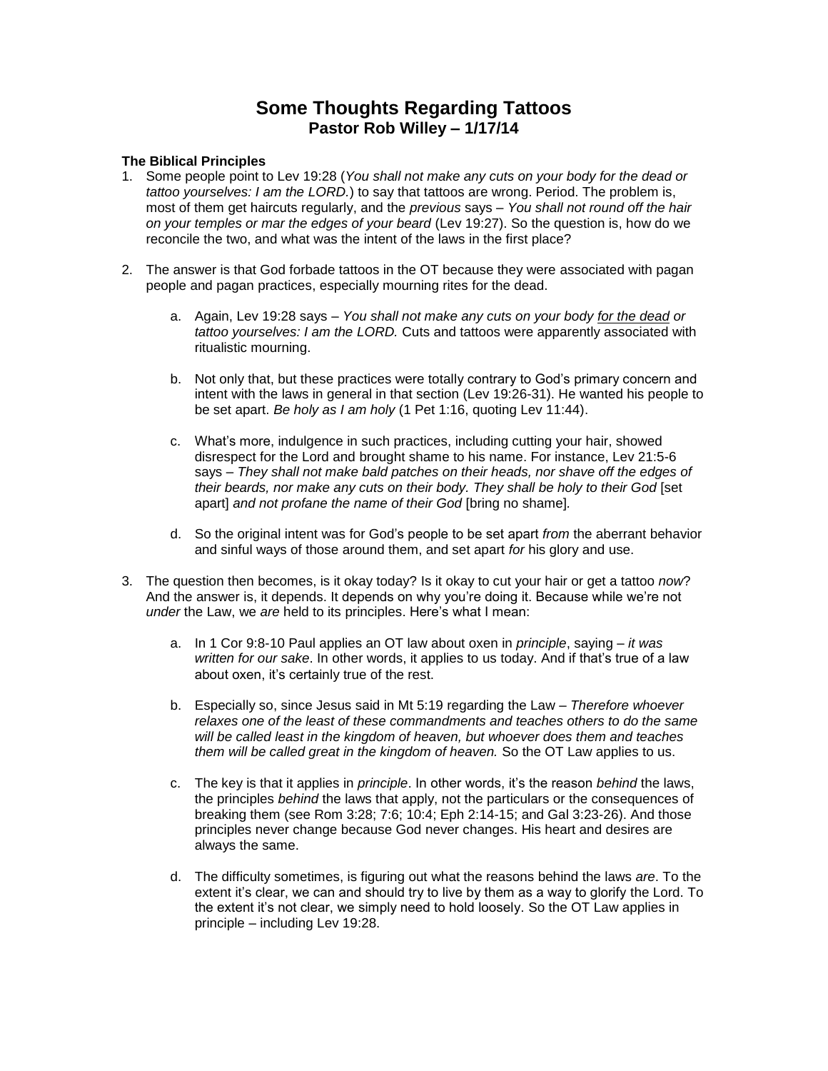# Some Thoughts Regarding Tattoos

**Pastor Rob Willey – 1/17/14**

### The Biblical Principles

1. Some people point to Lev 19:28 (*You shall not make any cuts on your body for the dead or tattoo yourselves: I am the LORD.*) to say that tattoos are wrong. Period. The problem is, most of them get haircuts regularly, and the *previous* says – *You shall not round off the hair on your temples or mar the edges of your beard* (Lev 19:27). So the question is, how do we reconcile the two, and what was the intent of the laws in the first place?

2. The answer is that God forbade tattoos in the OT because they were associated with pagan people and pagan practices, especially mourning rites for the dead.

   a. Again, Lev 19:28 says – *You shall not make any cuts on your body <u>for the dead</u> or tattoo yourselves: I am the LORD.* Cuts and tattoos were apparently associated with ritualistic mourning.

   b. Not only that, but these practices were totally contrary to God's primary concern and intent with the laws in general in that section (Lev 19:26-31). He wanted his people to be set apart. *Be holy as I am holy* (1 Pet 1:16, quoting Lev 11:44).

   c. What's more, indulgence in such practices, including cutting your hair, showed disrespect for the Lord and brought shame to his name. For instance, Lev 21:5-6 says – *They shall not make bald patches on their heads, nor shave off the edges of their beards, nor make any cuts on their body. They shall be holy to their God* [set apart] *and not profane the name of their God* [bring no shame].

   d. So the original intent was for God's people to be set apart *from* the aberrant behavior and sinful ways of those around them, and set apart *for* his glory and use.

3. The question then becomes, is it okay today? Is it okay to cut your hair or get a tattoo *now*? And the answer is, it depends. It depends on why you're doing it. Because while we're not *under* the Law, we *are* held to its principles. Here's what I mean:

   a. In 1 Cor 9:8-10 Paul applies an OT law about oxen in *principle*, saying – *it was written for our sake*. In other words, it applies to us today. And if that's true of a law about oxen, it's certainly true of the rest.

   b. Especially so, since Jesus said in Mt 5:19 regarding the Law – *Therefore whoever relaxes one of the least of these commandments and teaches others to do the same will be called least in the kingdom of heaven, but whoever does them and teaches them will be called great in the kingdom of heaven.* So the OT Law applies to us.

   c. The key is that it applies in *principle*. In other words, it's the reason *behind* the laws, the principles *behind* the laws that apply, not the particulars or the consequences of breaking them (see Rom 3:28; 7:6; 10:4; Eph 2:14-15; and Gal 3:23-26). And those principles never change because God never changes. His heart and desires are always the same.

   d. The difficulty sometimes, is figuring out what the reasons behind the laws *are*. To the extent it's clear, we can and should try to live by them as a way to glorify the Lord. To the extent it's not clear, we simply need to hold loosely. So the OT Law applies in principle – including Lev 19:28.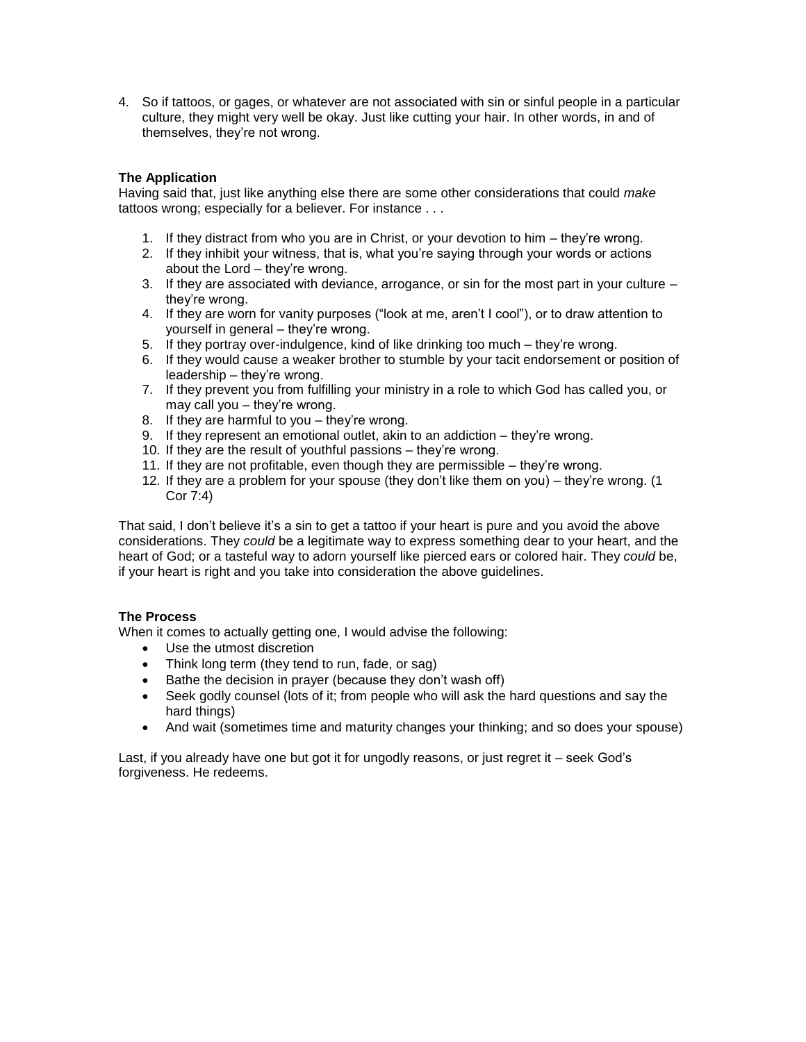4. So if tattoos, or gages, or whatever are not associated with sin or sinful people in a particular culture, they might very well be okay. Just like cutting your hair. In other words, in and of themselves, they're not wrong.

**The Application**

Having said that, just like anything else there are some other considerations that could *make* tattoos wrong; especially for a believer. For instance . . .

1. If they distract from who you are in Christ, or your devotion to him – they're wrong.
2. If they inhibit your witness, that is, what you're saying through your words or actions about the Lord – they're wrong.
3. If they are associated with deviance, arrogance, or sin for the most part in your culture – they're wrong.
4. If they are worn for vanity purposes ("look at me, aren't I cool"), or to draw attention to yourself in general – they're wrong.
5. If they portray over-indulgence, kind of like drinking too much – they're wrong.
6. If they would cause a weaker brother to stumble by your tacit endorsement or position of leadership – they're wrong.
7. If they prevent you from fulfilling your ministry in a role to which God has called you, or may call you – they're wrong.
8. If they are harmful to you – they're wrong.
9. If they represent an emotional outlet, akin to an addiction – they're wrong.
10. If they are the result of youthful passions – they're wrong.
11. If they are not profitable, even though they are permissible – they're wrong.
12. If they are a problem for your spouse (they don't like them on you) – they're wrong. (1 Cor 7:4)

That said, I don't believe it's a sin to get a tattoo if your heart is pure and you avoid the above considerations. They *could* be a legitimate way to express something dear to your heart, and the heart of God; or a tasteful way to adorn yourself like pierced ears or colored hair. They *could* be, if your heart is right and you take into consideration the above guidelines.

**The Process**

When it comes to actually getting one, I would advise the following:

- Use the utmost discretion
- Think long term (they tend to run, fade, or sag)
- Bathe the decision in prayer (because they don't wash off)
- Seek godly counsel (lots of it; from people who will ask the hard questions and say the hard things)
- And wait (sometimes time and maturity changes your thinking; and so does your spouse)

Last, if you already have one but got it for ungodly reasons, or just regret it – seek God's forgiveness. He redeems.